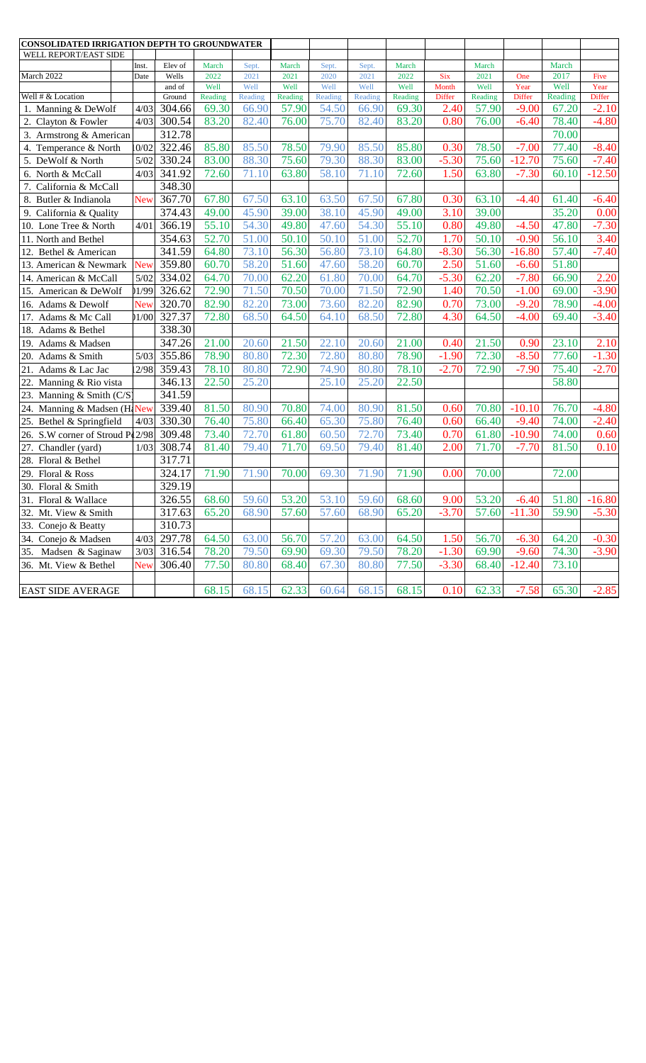| CONSOLIDATED IRRIGATION DEPTH TO GROUNDWATER | | | | | | | | | | | | | |
|---|---|---|---|---|---|---|---|---|---|---|---|---|---|
| WELL REPORT/EAST SIDE | | | | | | | | | | | | | |
| March 2022 | Inst. Date | Elev of Wells and of Ground | March 2022 Well Reading | Sept. 2021 Well Reading | March 2021 Well Reading | Sept. 2020 Well Reading | Sept. 2021 Well Reading | March 2022 Well Reading | Six Month Differ | March 2021 Well Reading | One Year Differ | March 2017 Well Reading | Five Year Differ |
| Well # & Location | | | | | | | | | | | | | |
| 1. Manning & DeWolf | 4/03 | 304.66 | 69.30 | 66.90 | 57.90 | 54.50 | 66.90 | 69.30 | 2.40 | 57.90 | -9.00 | 67.20 | -2.10 |
| 2. Clayton & Fowler | 4/03 | 300.54 | 83.20 | 82.40 | 76.00 | 75.70 | 82.40 | 83.20 | 0.80 | 76.00 | -6.40 | 78.40 | -4.80 |
| 3. Armstrong & American | | 312.78 | | | | | | | | | | 70.00 | |
| 4. Temperance & North | 10/02 | 322.46 | 85.80 | 85.50 | 78.50 | 79.90 | 85.50 | 85.80 | 0.30 | 78.50 | -7.00 | 77.40 | -8.40 |
| 5. DeWolf & North | 5/02 | 330.24 | 83.00 | 88.30 | 75.60 | 79.30 | 88.30 | 83.00 | -5.30 | 75.60 | -12.70 | 75.60 | -7.40 |
| 6. North & McCall | 4/03 | 341.92 | 72.60 | 71.10 | 63.80 | 58.10 | 71.10 | 72.60 | 1.50 | 63.80 | -7.30 | 60.10 | -12.50 |
| 7. California & McCall | | 348.30 | | | | | | | | | | | |
| 8. Butler & Indianola | New | 367.70 | 67.80 | 67.50 | 63.10 | 63.50 | 67.50 | 67.80 | 0.30 | 63.10 | -4.40 | 61.40 | -6.40 |
| 9. California & Quality | | 374.43 | 49.00 | 45.90 | 39.00 | 38.10 | 45.90 | 49.00 | 3.10 | 39.00 | | 35.20 | 0.00 |
| 10. Lone Tree & North | 4/01 | 366.19 | 55.10 | 54.30 | 49.80 | 47.60 | 54.30 | 55.10 | 0.80 | 49.80 | -4.50 | 47.80 | -7.30 |
| 11. North and Bethel | | 354.63 | 52.70 | 51.00 | 50.10 | 50.10 | 51.00 | 52.70 | 1.70 | 50.10 | -0.90 | 56.10 | 3.40 |
| 12. Bethel & American | | 341.59 | 64.80 | 73.10 | 56.30 | 56.80 | 73.10 | 64.80 | -8.30 | 56.30 | -16.80 | 57.40 | -7.40 |
| 13. American & Newmark | New | 359.80 | 60.70 | 58.20 | 51.60 | 47.60 | 58.20 | 60.70 | 2.50 | 51.60 | -6.60 | 51.80 | |
| 14. American & McCall | 5/02 | 334.02 | 64.70 | 70.00 | 62.20 | 61.80 | 70.00 | 64.70 | -5.30 | 62.20 | -7.80 | 66.90 | 2.20 |
| 15. American & DeWolf | 01/99 | 326.62 | 72.90 | 71.50 | 70.50 | 70.00 | 71.50 | 72.90 | 1.40 | 70.50 | -1.00 | 69.00 | -3.90 |
| 16. Adams & Dewolf | New | 320.70 | 82.90 | 82.20 | 73.00 | 73.60 | 82.20 | 82.90 | 0.70 | 73.00 | -9.20 | 78.90 | -4.00 |
| 17. Adams & Mc Call | 01/00 | 327.37 | 72.80 | 68.50 | 64.50 | 64.10 | 68.50 | 72.80 | 4.30 | 64.50 | -4.00 | 69.40 | -3.40 |
| 18. Adams & Bethel | | 338.30 | | | | | | | | | | | |
| 19. Adams & Madsen | | 347.26 | 21.00 | 20.60 | 21.50 | 22.10 | 20.60 | 21.00 | 0.40 | 21.50 | 0.90 | 23.10 | 2.10 |
| 20. Adams & Smith | 5/03 | 355.86 | 78.90 | 80.80 | 72.30 | 72.80 | 80.80 | 78.90 | -1.90 | 72.30 | -8.50 | 77.60 | -1.30 |
| 21. Adams & Lac Jac | 12/98 | 359.43 | 78.10 | 80.80 | 72.90 | 74.90 | 80.80 | 78.10 | -2.70 | 72.90 | -7.90 | 75.40 | -2.70 |
| 22. Manning & Rio vista | | 346.13 | 22.50 | 25.20 | | 25.10 | 25.20 | 22.50 | | | | 58.80 | |
| 23. Manning & Smith (C/S) | | 341.59 | | | | | | | | | | | |
| 24. Manning & Madsen (Ha | New | 339.40 | 81.50 | 80.90 | 70.80 | 74.00 | 80.90 | 81.50 | 0.60 | 70.80 | -10.10 | 76.70 | -4.80 |
| 25. Bethel & Springfield | 4/03 | 330.30 | 76.40 | 75.80 | 66.40 | 65.30 | 75.80 | 76.40 | 0.60 | 66.40 | -9.40 | 74.00 | -2.40 |
| 26. S.W corner of Stroud Pa | 12/98 | 309.48 | 73.40 | 72.70 | 61.80 | 60.50 | 72.70 | 73.40 | 0.70 | 61.80 | -10.90 | 74.00 | 0.60 |
| 27. Chandler (yard) | 1/03 | 308.74 | 81.40 | 79.40 | 71.70 | 69.50 | 79.40 | 81.40 | 2.00 | 71.70 | -7.70 | 81.50 | 0.10 |
| 28. Floral & Bethel | | 317.71 | | | | | | | | | | | |
| 29. Floral & Ross | | 324.17 | 71.90 | 71.90 | 70.00 | 69.30 | 71.90 | 71.90 | 0.00 | 70.00 | | 72.00 | |
| 30. Floral & Smith | | 329.19 | | | | | | | | | | | |
| 31. Floral & Wallace | | 326.55 | 68.60 | 59.60 | 53.20 | 53.10 | 59.60 | 68.60 | 9.00 | 53.20 | -6.40 | 51.80 | -16.80 |
| 32. Mt. View & Smith | | 317.63 | 65.20 | 68.90 | 57.60 | 57.60 | 68.90 | 65.20 | -3.70 | 57.60 | -11.30 | 59.90 | -5.30 |
| 33. Conejo & Beatty | | 310.73 | | | | | | | | | | | |
| 34. Conejo & Madsen | 4/03 | 297.78 | 64.50 | 63.00 | 56.70 | 57.20 | 63.00 | 64.50 | 1.50 | 56.70 | -6.30 | 64.20 | -0.30 |
| 35. Madsen & Saginaw | 3/03 | 316.54 | 78.20 | 79.50 | 69.90 | 69.30 | 79.50 | 78.20 | -1.30 | 69.90 | -9.60 | 74.30 | -3.90 |
| 36. Mt. View & Bethel | New | 306.40 | 77.50 | 80.80 | 68.40 | 67.30 | 80.80 | 77.50 | -3.30 | 68.40 | -12.40 | 73.10 | |
| | | | | | | | | | | | | | |
| EAST SIDE AVERAGE | | | 68.15 | 68.15 | 62.33 | 60.64 | 68.15 | 68.15 | 0.10 | 62.33 | -7.58 | 65.30 | -2.85 |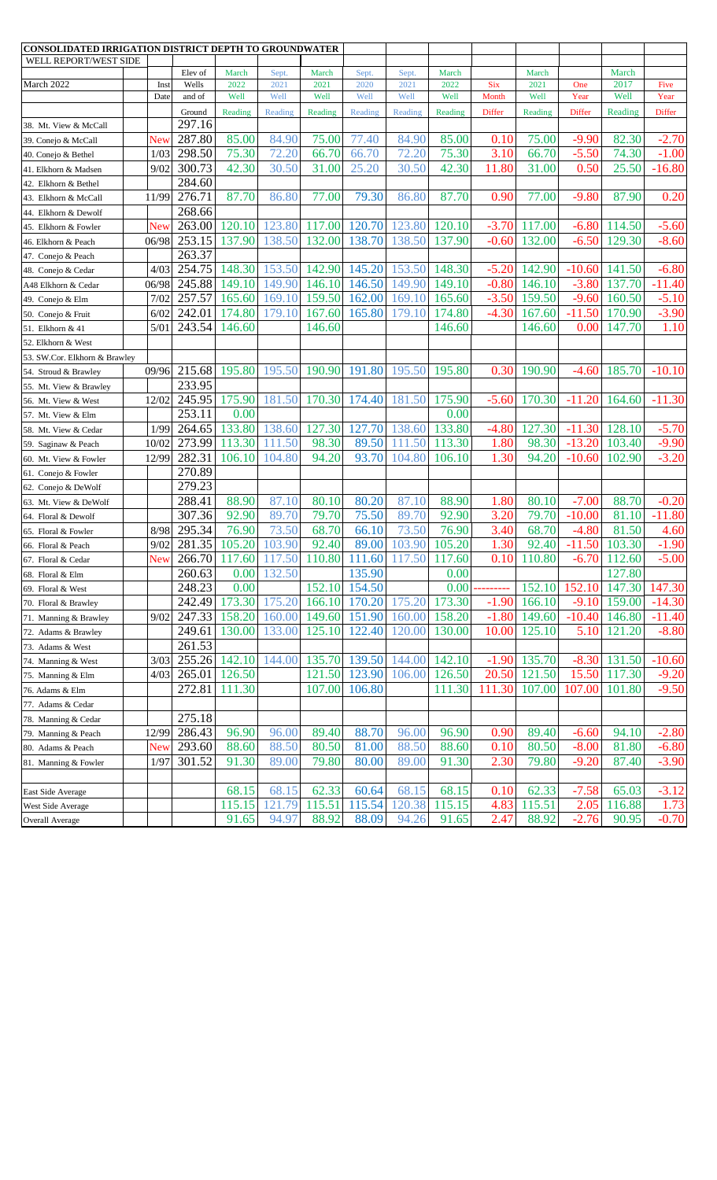| CONSOLIDATED IRRIGATION DISTRICT DEPTH TO GROUNDWATER | | | | | | | | | | | | | | |
|---|---|---|---|---|---|---|---|---|---|---|---|---|---|---|
| WELL REPORT/WEST SIDE | | | | | | | | | | | | | | |
| | | Elev of | March | Sept. | March | Sept. | Sept. | March | | March | | March | | |
| March 2022 | Inst | Wells | 2022 | 2021 | 2021 | 2020 | 2021 | 2022 | Six | 2021 | One | 2017 | Five |
| | Date | and of | Well | Well | Well | Well | Well | Well | Month | Well | Year | Well | Year |
| | | Ground | Reading | Reading | Reading | Reading | Reading | Reading | Differ | Reading | Differ | Reading | Differ |
| 38. Mt. View & McCall | | 297.16 | | | | | | | | | | | |
| 39. Conejo & McCall | New | 287.80 | 85.00 | 84.90 | 75.00 | 77.40 | 84.90 | 85.00 | 0.10 | 75.00 | -9.90 | 82.30 | -2.70 |
| 40. Conejo & Bethel | 1/03 | 298.50 | 75.30 | 72.20 | 66.70 | 66.70 | 72.20 | 75.30 | 3.10 | 66.70 | -5.50 | 74.30 | -1.00 |
| 41. Elkhorn & Madsen | 9/02 | 300.73 | 42.30 | 30.50 | 31.00 | 25.20 | 30.50 | 42.30 | 11.80 | 31.00 | 0.50 | 25.50 | -16.80 |
| 42. Elkhorn & Bethel | | 284.60 | | | | | | | | | | | |
| 43. Elkhorn & McCall | 11/99 | 276.71 | 87.70 | 86.80 | 77.00 | 79.30 | 86.80 | 87.70 | 0.90 | 77.00 | -9.80 | 87.90 | 0.20 |
| 44. Elkhorn & Dewolf | | 268.66 | | | | | | | | | | | |
| 45. Elkhorn & Fowler | New | 263.00 | 120.10 | 123.80 | 117.00 | 120.70 | 123.80 | 120.10 | -3.70 | 117.00 | -6.80 | 114.50 | -5.60 |
| 46. Elkhorn & Peach | 06/98 | 253.15 | 137.90 | 138.50 | 132.00 | 138.70 | 138.50 | 137.90 | -0.60 | 132.00 | -6.50 | 129.30 | -8.60 |
| 47. Conejo & Peach | | 263.37 | | | | | | | | | | | |
| 48. Conejo & Cedar | 4/03 | 254.75 | 148.30 | 153.50 | 142.90 | 145.20 | 153.50 | 148.30 | -5.20 | 142.90 | -10.60 | 141.50 | -6.80 |
| A48 Elkhorn & Cedar | 06/98 | 245.88 | 149.10 | 149.90 | 146.10 | 146.50 | 149.90 | 149.10 | -0.80 | 146.10 | -3.80 | 137.70 | -11.40 |
| 49. Conejo & Elm | 7/02 | 257.57 | 165.60 | 169.10 | 159.50 | 162.00 | 169.10 | 165.60 | -3.50 | 159.50 | -9.60 | 160.50 | -5.10 |
| 50. Conejo & Fruit | 6/02 | 242.01 | 174.80 | 179.10 | 167.60 | 165.80 | 179.10 | 174.80 | -4.30 | 167.60 | -11.50 | 170.90 | -3.90 |
| 51. Elkhorn & 41 | 5/01 | 243.54 | 146.60 | | 146.60 | | | 146.60 | | 146.60 | 0.00 | 147.70 | 1.10 |
| 52. Elkhorn & West | | | | | | | | | | | | | |
| 53. SW.Cor. Elkhorn & Brawley | | | | | | | | | | | | | |
| 54. Stroud & Brawley | 09/96 | 215.68 | 195.80 | 195.50 | 190.90 | 191.80 | 195.50 | 195.80 | 0.30 | 190.90 | -4.60 | 185.70 | -10.10 |
| 55. Mt. View & Brawley | | 233.95 | | | | | | | | | | | |
| 56. Mt. View & West | 12/02 | 245.95 | 175.90 | 181.50 | 170.30 | 174.40 | 181.50 | 175.90 | -5.60 | 170.30 | -11.20 | 164.60 | -11.30 |
| 57. Mt. View & Elm | | 253.11 | 0.00 | | | | | 0.00 | | | | | |
| 58. Mt. View & Cedar | 1/99 | 264.65 | 133.80 | 138.60 | 127.30 | 127.70 | 138.60 | 133.80 | -4.80 | 127.30 | -11.30 | 128.10 | -5.70 |
| 59. Saginaw & Peach | 10/02 | 273.99 | 113.30 | 111.50 | 98.30 | 89.50 | 111.50 | 113.30 | 1.80 | 98.30 | -13.20 | 103.40 | -9.90 |
| 60. Mt. View & Fowler | 12/99 | 282.31 | 106.10 | 104.80 | 94.20 | 93.70 | 104.80 | 106.10 | 1.30 | 94.20 | -10.60 | 102.90 | -3.20 |
| 61. Conejo & Fowler | | 270.89 | | | | | | | | | | | |
| 62. Conejo & DeWolf | | 279.23 | | | | | | | | | | | |
| 63. Mt. View & DeWolf | | 288.41 | 88.90 | 87.10 | 80.10 | 80.20 | 87.10 | 88.90 | 1.80 | 80.10 | -7.00 | 88.70 | -0.20 |
| 64. Floral & Dewolf | | 307.36 | 92.90 | 89.70 | 79.70 | 75.50 | 89.70 | 92.90 | 3.20 | 79.70 | -10.00 | 81.10 | -11.80 |
| 65. Floral & Fowler | 8/98 | 295.34 | 76.90 | 73.50 | 68.70 | 66.10 | 73.50 | 76.90 | 3.40 | 68.70 | -4.80 | 81.50 | 4.60 |
| 66. Floral & Peach | 9/02 | 281.35 | 105.20 | 103.90 | 92.40 | 89.00 | 103.90 | 105.20 | 1.30 | 92.40 | -11.50 | 103.30 | -1.90 |
| 67. Floral & Cedar | New | 266.70 | 117.60 | 117.50 | 110.80 | 111.60 | 117.50 | 117.60 | 0.10 | 110.80 | -6.70 | 112.60 | -5.00 |
| 68. Floral & Elm | | 260.63 | 0.00 | 132.50 | | 135.90 | | 0.00 | | | | 127.80 | |
| 69. Floral & West | | 248.23 | 0.00 | | 152.10 | 154.50 | | 0.00 | --------- | 152.10 | 152.10 | 147.30 | 147.30 |
| 70. Floral & Brawley | | 242.49 | 173.30 | 175.20 | 166.10 | 170.20 | 175.20 | 173.30 | -1.90 | 166.10 | -9.10 | 159.00 | -14.30 |
| 71. Manning & Brawley | 9/02 | 247.33 | 158.20 | 160.00 | 149.60 | 151.90 | 160.00 | 158.20 | -1.80 | 149.60 | -10.40 | 146.80 | -11.40 |
| 72. Adams & Brawley | | 249.61 | 130.00 | 133.00 | 125.10 | 122.40 | 120.00 | 130.00 | 10.00 | 125.10 | 5.10 | 121.20 | -8.80 |
| 73. Adams & West | | 261.53 | | | | | | | | | | | |
| 74. Manning & West | 3/03 | 255.26 | 142.10 | 144.00 | 135.70 | 139.50 | 144.00 | 142.10 | -1.90 | 135.70 | -8.30 | 131.50 | -10.60 |
| 75. Manning & Elm | 4/03 | 265.01 | 126.50 | | 121.50 | 123.90 | 106.00 | 126.50 | 20.50 | 121.50 | 15.50 | 117.30 | -9.20 |
| 76. Adams & Elm | | 272.81 | 111.30 | | 107.00 | 106.80 | | 111.30 | 111.30 | 107.00 | 107.00 | 101.80 | -9.50 |
| 77. Adams & Cedar | | | | | | | | | | | | | |
| 78. Manning & Cedar | | 275.18 | | | | | | | | | | | |
| 79. Manning & Peach | 12/99 | 286.43 | 96.90 | 96.00 | 89.40 | 88.70 | 96.00 | 96.90 | 0.90 | 89.40 | -6.60 | 94.10 | -2.80 |
| 80. Adams & Peach | New | 293.60 | 88.60 | 88.50 | 80.50 | 81.00 | 88.50 | 88.60 | 0.10 | 80.50 | -8.00 | 81.80 | -6.80 |
| 81. Manning & Fowler | 1/97 | 301.52 | 91.30 | 89.00 | 79.80 | 80.00 | 89.00 | 91.30 | 2.30 | 79.80 | -9.20 | 87.40 | -3.90 |
| | | | | | | | | | | | | | |
| East Side Average | | | 68.15 | 68.15 | 62.33 | 60.64 | 68.15 | 68.15 | 0.10 | 62.33 | -7.58 | 65.03 | -3.12 |
| West Side Average | | | 115.15 | 121.79 | 115.51 | 115.54 | 120.38 | 115.15 | 4.83 | 115.51 | 2.05 | 116.88 | 1.73 |
| Overall Average | | | 91.65 | 94.97 | 88.92 | 88.09 | 94.26 | 91.65 | 2.47 | 88.92 | -2.76 | 90.95 | -0.70 |